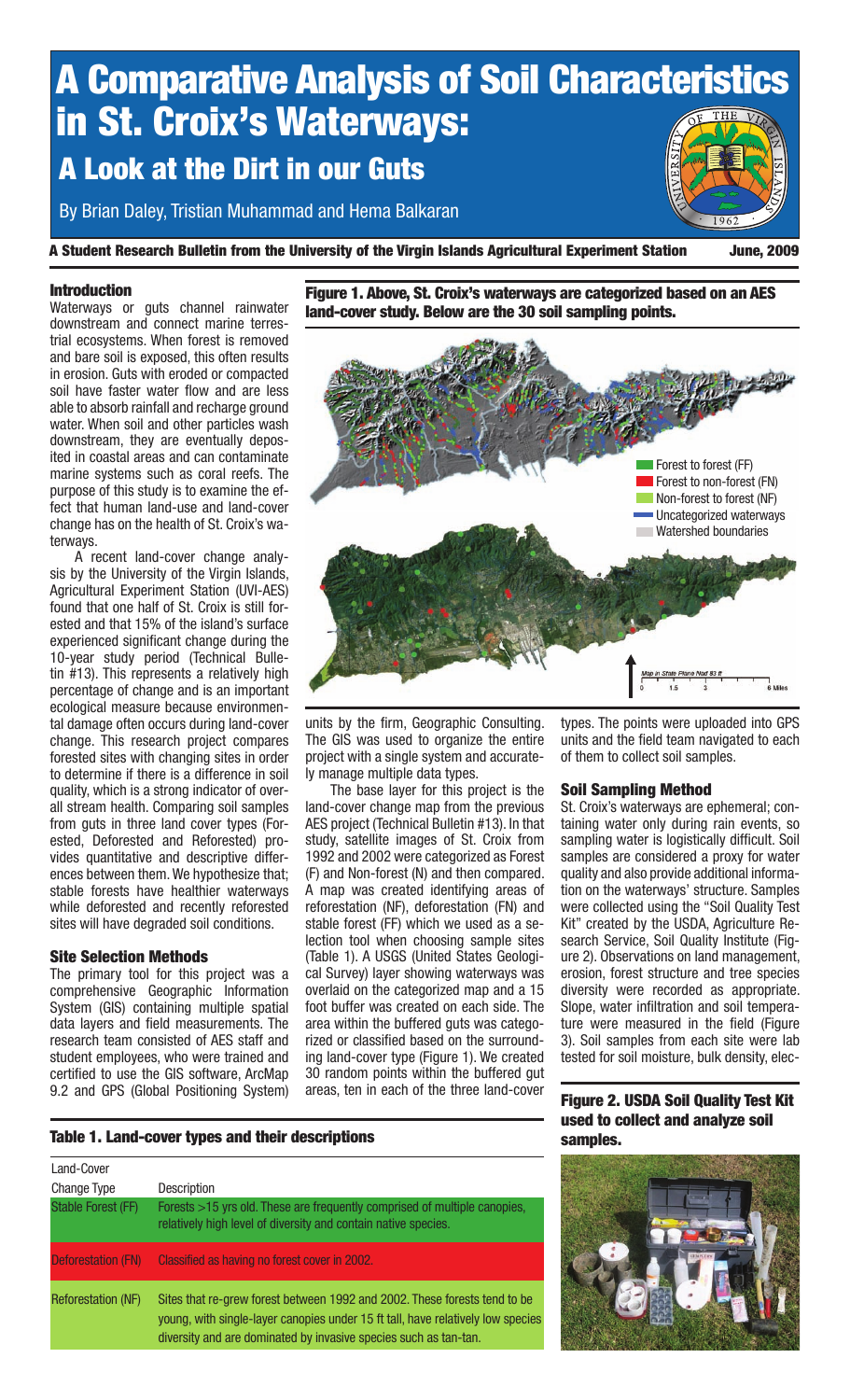# A Comparative Analysis of Soil Characteristics in St. Croix's Waterways:

## A Look at the Dirt in our Guts

By Brian Daley, Tristian Muhammad and Hema Balkaran

**A Student Research Bulletin from the University of the Virgin Islands Agricultural Experiment Station** June, 2009

### Introduction

Waterways or guts channel rainwater downstream and connect marine terrestrial ecosystems. When forest is removed and bare soil is exposed, this often results in erosion. Guts with eroded or compacted soil have faster water flow and are less able to absorb rainfall and recharge ground water. When soil and other particles wash downstream, they are eventually deposited in coastal areas and can contaminate marine systems such as coral reefs. The purpose of this study is to examine the effect that human land-use and land-cover change has on the health of St. Croix's waterways.

A recent land-cover change analysis by the University of the Virgin Islands, Agricultural Experiment Station (UVI-AES) found that one half of St. Croix is still forested and that 15% of the island's surface experienced significant change during the 10-year study period (Technical Bulletin #13). This represents a relatively high percentage of change and is an important ecological measure because environmental damage often occurs during land-cover change. This research project compares forested sites with changing sites in order to determine if there is a difference in soil quality, which is a strong indicator of overall stream health. Comparing soil samples from guts in three land cover types (Forested, Deforested and Reforested) provides quantitative and descriptive differences between them. We hypothesize that; stable forests have healthier waterways while deforested and recently reforested sites will have degraded soil conditions.

### Site Selection Methods

The primary tool for this project was a comprehensive Geographic Information System (GIS) containing multiple spatial data layers and field measurements. The research team consisted of AES staff and student employees, who were trained and certified to use the GIS software, ArcMap 9.2 and GPS (Global Positioning System) units by the firm, Geographic Consulting. The GIS was used to organize the entire project with a single system and accurately manage multiple data types.

**Figure 1. Above, St. Croix's waterways are categorized based on an AES land-cover study. Below are the 30 soil sampling points.**

The base layer for this project is the land-cover change map from the previous AES project (Technical Bulletin #13). In that study, satellite images of St. Croix from 1992 and 2002 were categorized as Forest (F) and Non-forest (N) and then compared. A map was created identifying areas of reforestation (NF), deforestation (FN) and stable forest (FF) which we used as a selection tool when choosing sample sites (Table 1). A USGS (United States Geological Survey) layer showing waterways was overlaid on the categorized map and a 15 foot buffer was created on each side. The area within the buffered guts was categorized or classified based on the surrounding land-cover type (Figure 1). We created 30 random points within the buffered gut areas, ten in each of the three land-cover types. The points were uploaded into GPS units and the field team navigated to each of them to collect soil samples.

### Soil Sampling Method

St. Croix's waterways are ephemeral; containing water only during rain events, so sampling water is logistically difficult. Soil samples are considered a proxy for water quality and also provide additional information on the waterways' structure. Samples were collected using the "Soil Quality Test Kit" created by the USDA, Agriculture Research Service, Soil Quality Institute (Figure 2). Observations on land management, erosion, forest structure and tree species diversity were recorded as appropriate. Slope, water infiltration and soil temperature were measured in the field (Figure 3). Soil samples from each site were lab tested for soil moisture, bulk density, elec-

**Table 1. Land-cover types and their descriptions**

| Land-Cover Change Type | Description |
|---|---|
| Stable Forest (FF) | Forests >15 yrs old. These are frequently comprised of multiple canopies, relatively high level of diversity and contain native species. |
| Deforestation (FN) | Classified as having no forest cover in 2002. |
| Reforestation (NF) | Sites that re-grew forest between 1992 and 2002. These forests tend to be young, with single-layer canopies under 15 ft tall, have relatively low species diversity and are dominated by invasive species such as tan-tan. |

**Figure 2. USDA Soil Quality Test Kit used to collect and analyze soil samples.**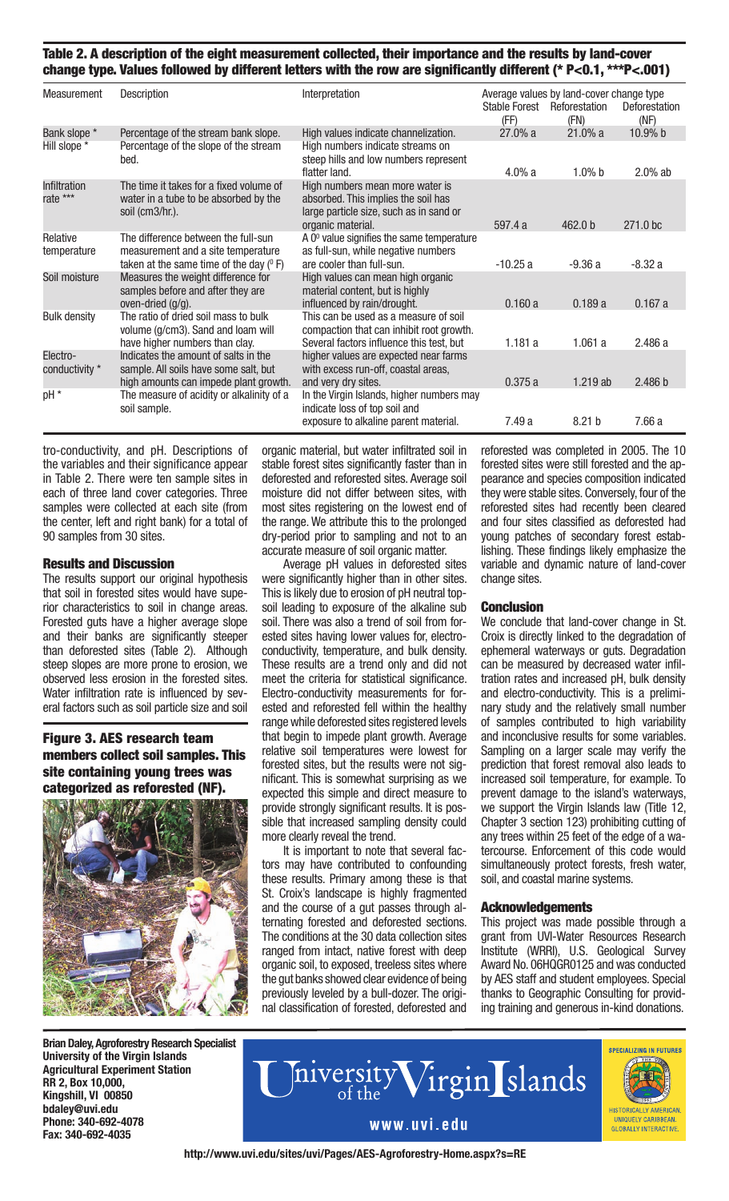**Table 2. A description of the eight measurement collected, their importance and the results by land-cover change type. Values followed by different letters with the row are significantly different (* P<0.1, *** P<.001)**

| Measurement | Description | Interpretation | Average values by land-cover change type Stable Forest (FF) | Reforestation (FN) | Deforestation (NF) |
|---|---|---|---|---|---|
| Bank slope * | Percentage of the stream bank slope. | High values indicate channelization. | 27.0% a | 21.0% a | 10.9% b |
| Hill slope * | Percentage of the slope of the stream bed. | High numbers indicate streams on steep hills and low numbers represent flatter land. | 4.0% a | 1.0% b | 2.0% ab |
| Infiltration rate *** | The time it takes for a fixed volume of water in a tube to be absorbed by the soil (cm3/hr.). | High numbers mean more water is absorbed. This implies the soil has large particle size, such as in sand or organic material. | 597.4 a | 462.0 b | 271.0 bc |
| Relative temperature | The difference between the full-sun measurement and a site temperature taken at the same time of the day (⁰ F) | A 0⁰ value signifies the same temperature as full-sun, while negative numbers are cooler than full-sun. | -10.25 a | -9.36 a | -8.32 a |
| Soil moisture | Measures the weight difference for samples before and after they are oven-dried (g/g). | High values can mean high organic material content, but is highly influenced by rain/drought. | 0.160 a | 0.189 a | 0.167 a |
| Bulk density | The ratio of dried soil mass to bulk volume (g/cm3). Sand and loam will have higher numbers than clay. | This can be used as a measure of soil compaction that can inhibit root growth. Several factors influence this test, but | 1.181 a | 1.061 a | 2.486 a |
| Electro-conductivity * | Indicates the amount of salts in the sample. All soils have some salt, but high amounts can impede plant growth. | higher values are expected near farms with excess run-off, coastal areas, and very dry sites. | 0.375 a | 1.219 ab | 2.486 b |
| pH * | The measure of acidity or alkalinity of a soil sample. | In the Virgin Islands, higher numbers may indicate loss of top soil and exposure to alkaline parent material. | 7.49 a | 8.21 b | 7.66 a |

tro-conductivity, and pH. Descriptions of the variables and their significance appear in Table 2. There were ten sample sites in each of three land cover categories. Three samples were collected at each site (from the center, left and right bank) for a total of 90 samples from 30 sites.

## Results and Discussion

The results support our original hypothesis that soil in forested sites would have superior characteristics to soil in change areas. Forested guts have a higher average slope and their banks are significantly steeper than deforested sites (Table 2). Although steep slopes are more prone to erosion, we observed less erosion in the forested sites. Water infiltration rate is influenced by several factors such as soil particle size and soil organic material, but water infiltrated soil in stable forest sites significantly faster than in deforested and reforested sites. Average soil moisture did not differ between sites, with most sites registering on the lowest end of the range. We attribute this to the prolonged dry-period prior to sampling and not to an accurate measure of soil organic matter.

**Figure 3. AES research team members collect soil samples. This site containing young trees was categorized as reforested (NF).**

Average pH values in deforested sites were significantly higher than in other sites. This is likely due to erosion of pH neutral topsoil leading to exposure of the alkaline sub soil. There was also a trend of soil from forested sites having lower values for, electro-conductivity, temperature, and bulk density. These results are a trend only and did not meet the criteria for statistical significance. Electro-conductivity measurements for forested and reforested fell within the healthy range while deforested sites registered levels that begin to impede plant growth. Average relative soil temperatures were lowest for forested sites, but the results were not significant. This is somewhat surprising as we expected this simple and direct measure to provide strongly significant results. It is possible that increased sampling density could more clearly reveal the trend.

It is important to note that several factors may have contributed to confounding these results. Primary among these is that St. Croix's landscape is highly fragmented and the course of a gut passes through alternating forested and deforested sections. The conditions at the 30 data collection sites ranged from intact, native forest with deep organic soil, to exposed, treeless sites where the gut banks showed clear evidence of being previously leveled by a bull-dozer. The original classification of forested, deforested and reforested was completed in 2005. The 10 forested sites were still forested and the appearance and species composition indicated they were stable sites. Conversely, four of the reforested sites had recently been cleared and four sites classified as deforested had young patches of secondary forest establishing. These findings likely emphasize the variable and dynamic nature of land-cover change sites.

## Conclusion

We conclude that land-cover change in St. Croix is directly linked to the degradation of ephemeral waterways or guts. Degradation can be measured by decreased water infiltration rates and increased pH, bulk density and electro-conductivity. This is a preliminary study and the relatively small number of samples contributed to high variability and inconclusive results for some variables. Sampling on a larger scale may verify the prediction that forest removal also leads to increased soil temperature, for example. To prevent damage to the island's waterways, we support the Virgin Islands law (Title 12, Chapter 3 section 123) prohibiting cutting of any trees within 25 feet of the edge of a watercourse. Enforcement of this code would simultaneously protect forests, fresh water, soil, and coastal marine systems.

## Acknowledgements

This project was made possible through a grant from UVI-Water Resources Research Institute (WRRI), U.S. Geological Survey Award No. 06HQGR0125 and was conducted by AES staff and student employees. Special thanks to Geographic Consulting for providing training and generous in-kind donations.

**Brian Daley, Agroforestry Research Specialist**
**University of the Virgin Islands**
**Agricultural Experiment Station**
**RR 2, Box 10,000,**
**Kingshill, VI 00850**
**bdaley@uvi.edu**
**Phone: 340-692-4078**
**Fax: 340-692-4035**

University of the Virgin Islands
www.uvi.edu

SPECIALIZING IN FUTURES
HISTORICALLY AMERICAN. UNIQUELY CARIBBEAN. GLOBALLY INTERACTIVE.

**http://www.uvi.edu/sites/uvi/Pages/AES-Agroforestry-Home.aspx?s=RE**